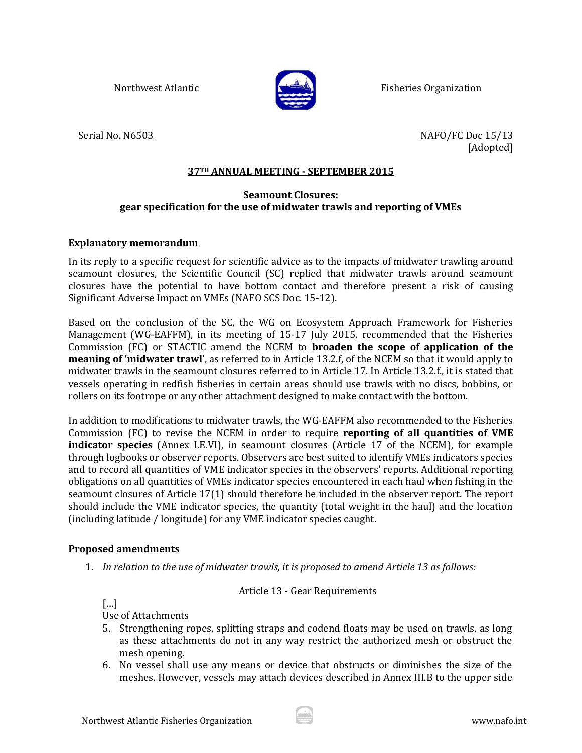Northwest Atlantic Fisheries Organization

Serial No. N6503

NAFO/FC Doc 15/13
[Adopted]

## 37TH ANNUAL MEETING - SEPTEMBER 2015

### Seamount Closures: gear specification for the use of midwater trawls and reporting of VMEs

**Explanatory memorandum**

In its reply to a specific request for scientific advice as to the impacts of midwater trawling around seamount closures, the Scientific Council (SC) replied that midwater trawls around seamount closures have the potential to have bottom contact and therefore present a risk of causing Significant Adverse Impact on VMEs (NAFO SCS Doc. 15-12).

Based on the conclusion of the SC, the WG on Ecosystem Approach Framework for Fisheries Management (WG-EAFFM), in its meeting of 15-17 July 2015, recommended that the Fisheries Commission (FC) or STACTIC amend the NCEM to **broaden the scope of application of the meaning of 'midwater trawl'**, as referred to in Article 13.2.f, of the NCEM so that it would apply to midwater trawls in the seamount closures referred to in Article 17. In Article 13.2.f., it is stated that vessels operating in redfish fisheries in certain areas should use trawls with no discs, bobbins, or rollers on its footrope or any other attachment designed to make contact with the bottom.

In addition to modifications to midwater trawls, the WG-EAFFM also recommended to the Fisheries Commission (FC) to revise the NCEM in order to require **reporting of all quantities of VME indicator species** (Annex I.E.VI), in seamount closures (Article 17 of the NCEM), for example through logbooks or observer reports. Observers are best suited to identify VMEs indicators species and to record all quantities of VME indicator species in the observers' reports. Additional reporting obligations on all quantities of VMEs indicator species encountered in each haul when fishing in the seamount closures of Article 17(1) should therefore be included in the observer report. The report should include the VME indicator species, the quantity (total weight in the haul) and the location (including latitude / longitude) for any VME indicator species caught.

**Proposed amendments**

1. *In relation to the use of midwater trawls, it is proposed to amend Article 13 as follows:*

Article 13 - Gear Requirements

[...]

Use of Attachments

5. Strengthening ropes, splitting straps and codend floats may be used on trawls, as long as these attachments do not in any way restrict the authorized mesh or obstruct the mesh opening.
6. No vessel shall use any means or device that obstructs or diminishes the size of the meshes. However, vessels may attach devices described in Annex III.B to the upper side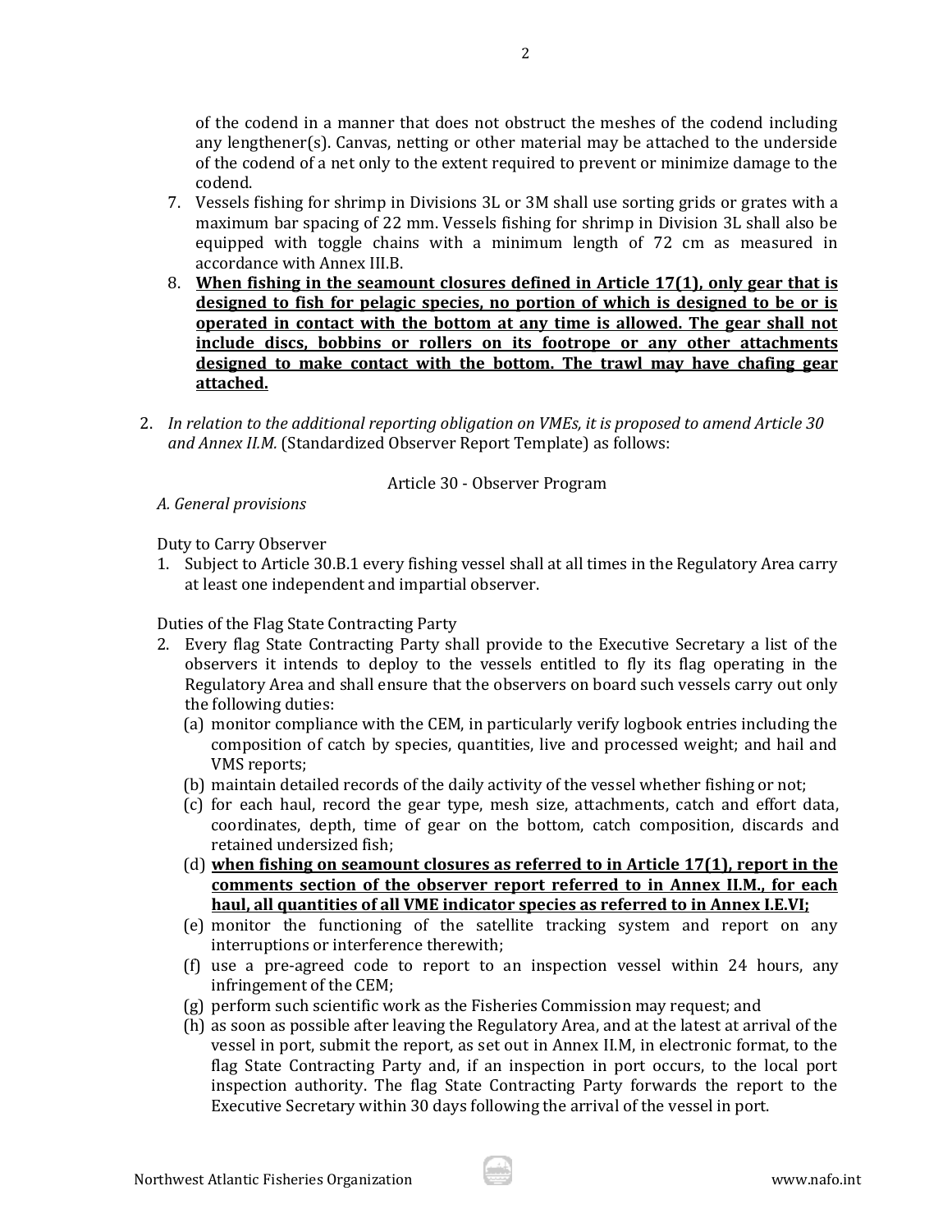of the codend in a manner that does not obstruct the meshes of the codend including any lengthener(s). Canvas, netting or other material may be attached to the underside of the codend of a net only to the extent required to prevent or minimize damage to the codend.

7. Vessels fishing for shrimp in Divisions 3L or 3M shall use sorting grids or grates with a maximum bar spacing of 22 mm. Vessels fishing for shrimp in Division 3L shall also be equipped with toggle chains with a minimum length of 72 cm as measured in accordance with Annex III.B.
8. **<u>When fishing in the seamount closures defined in Article 17(1), only gear that is designed to fish for pelagic species, no portion of which is designed to be or is operated in contact with the bottom at any time is allowed. The gear shall not include discs, bobbins or rollers on its footrope or any other attachments designed to make contact with the bottom. The trawl may have chafing gear attached.</u>**

2. *In relation to the additional reporting obligation on VMEs, it is proposed to amend Article 30 and Annex II.M.* (Standardized Observer Report Template) as follows:

Article 30 - Observer Program

*A. General provisions*

Duty to Carry Observer

1. Subject to Article 30.B.1 every fishing vessel shall at all times in the Regulatory Area carry at least one independent and impartial observer.

Duties of the Flag State Contracting Party

2. Every flag State Contracting Party shall provide to the Executive Secretary a list of the observers it intends to deploy to the vessels entitled to fly its flag operating in the Regulatory Area and shall ensure that the observers on board such vessels carry out only the following duties:
   (a) monitor compliance with the CEM, in particularly verify logbook entries including the composition of catch by species, quantities, live and processed weight; and hail and VMS reports;
   (b) maintain detailed records of the daily activity of the vessel whether fishing or not;
   (c) for each haul, record the gear type, mesh size, attachments, catch and effort data, coordinates, depth, time of gear on the bottom, catch composition, discards and retained undersized fish;
   (d) **<u>when fishing on seamount closures as referred to in Article 17(1), report in the comments section of the observer report referred to in Annex II.M., for each haul, all quantities of all VME indicator species as referred to in Annex I.E.VI;</u>**
   (e) monitor the functioning of the satellite tracking system and report on any interruptions or interference therewith;
   (f) use a pre-agreed code to report to an inspection vessel within 24 hours, any infringement of the CEM;
   (g) perform such scientific work as the Fisheries Commission may request; and
   (h) as soon as possible after leaving the Regulatory Area, and at the latest at arrival of the vessel in port, submit the report, as set out in Annex II.M, in electronic format, to the flag State Contracting Party and, if an inspection in port occurs, to the local port inspection authority. The flag State Contracting Party forwards the report to the Executive Secretary within 30 days following the arrival of the vessel in port.